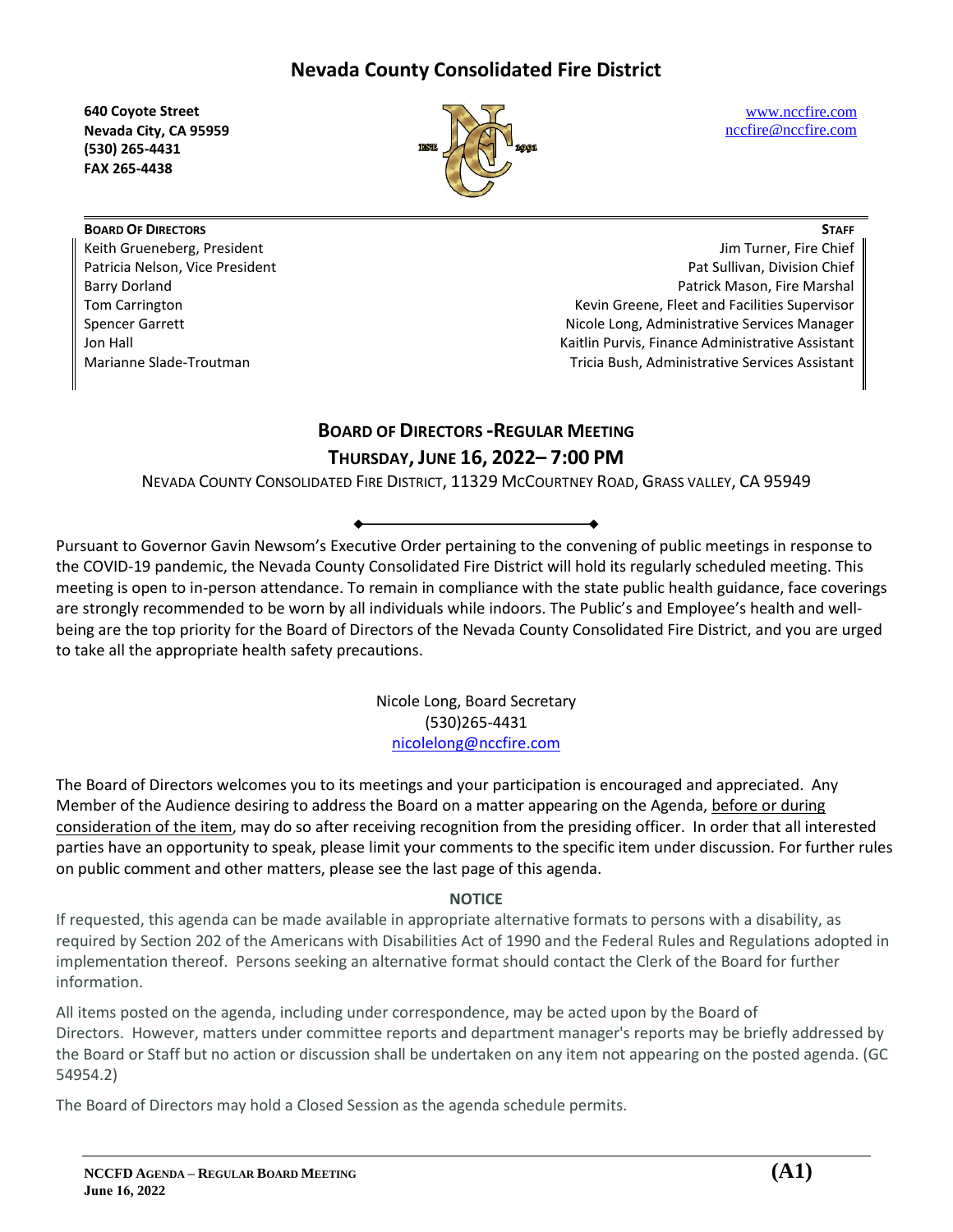# Nevada County Consolidated Fire District

**640 Coyote Street**
**Nevada City, CA 95959**
**(530) 265-4431**
**FAX 265-4438**

www.nccfire.com
nccfire@nccfire.com

| **BOARD OF DIRECTORS** | **STAFF** |
|---|---|
| Keith Grueneberg, President | Jim Turner, Fire Chief |
| Patricia Nelson, Vice President | Pat Sullivan, Division Chief |
| Barry Dorland | Patrick Mason, Fire Marshal |
| Tom Carrington | Kevin Greene, Fleet and Facilities Supervisor |
| Spencer Garrett | Nicole Long, Administrative Services Manager |
| Jon Hall | Kaitlin Purvis, Finance Administrative Assistant |
| Marianne Slade-Troutman | Tricia Bush, Administrative Services Assistant |

## BOARD OF DIRECTORS -REGULAR MEETING
## THURSDAY, JUNE 16, 2022– 7:00 PM

NEVADA COUNTY CONSOLIDATED FIRE DISTRICT, 11329 MCCOURTNEY ROAD, GRASS VALLEY, CA 95949

Pursuant to Governor Gavin Newsom's Executive Order pertaining to the convening of public meetings in response to the COVID-19 pandemic, the Nevada County Consolidated Fire District will hold its regularly scheduled meeting. This meeting is open to in-person attendance. To remain in compliance with the state public health guidance, face coverings are strongly recommended to be worn by all individuals while indoors. The Public's and Employee's health and well-being are the top priority for the Board of Directors of the Nevada County Consolidated Fire District, and you are urged to take all the appropriate health safety precautions.

Nicole Long, Board Secretary
(530)265-4431
nicolelong@nccfire.com

The Board of Directors welcomes you to its meetings and your participation is encouraged and appreciated. Any Member of the Audience desiring to address the Board on a matter appearing on the Agenda, before or during consideration of the item, may do so after receiving recognition from the presiding officer. In order that all interested parties have an opportunity to speak, please limit your comments to the specific item under discussion. For further rules on public comment and other matters, please see the last page of this agenda.

**NOTICE**

If requested, this agenda can be made available in appropriate alternative formats to persons with a disability, as required by Section 202 of the Americans with Disabilities Act of 1990 and the Federal Rules and Regulations adopted in implementation thereof. Persons seeking an alternative format should contact the Clerk of the Board for further information.

All items posted on the agenda, including under correspondence, may be acted upon by the Board of Directors. However, matters under committee reports and department manager's reports may be briefly addressed by the Board or Staff but no action or discussion shall be undertaken on any item not appearing on the posted agenda. (GC 54954.2)

The Board of Directors may hold a Closed Session as the agenda schedule permits.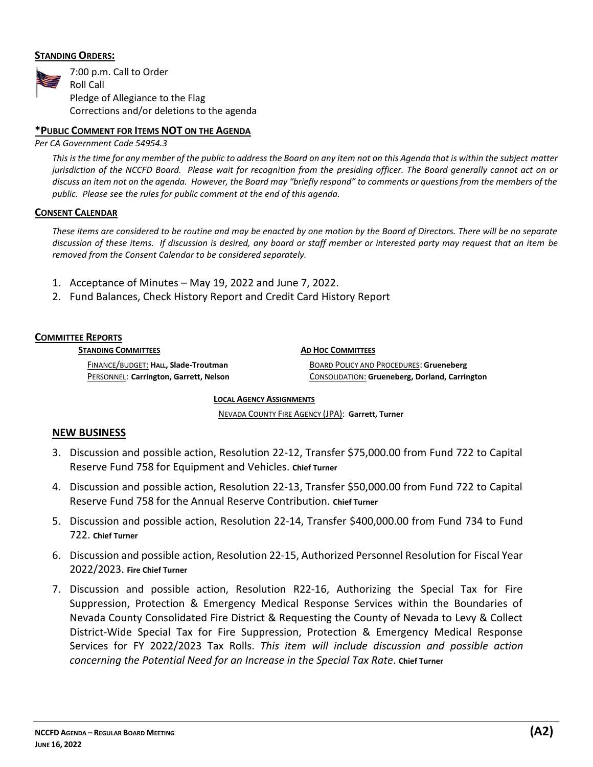**STANDING ORDERS:**

7:00 p.m. Call to Order
Roll Call
Pledge of Allegiance to the Flag
Corrections and/or deletions to the agenda

**\*PUBLIC COMMENT FOR ITEMS NOT ON THE AGENDA**

*Per CA Government Code 54954.3*

*This is the time for any member of the public to address the Board on any item not on this Agenda that is within the subject matter jurisdiction of the NCCFD Board. Please wait for recognition from the presiding officer. The Board generally cannot act on or discuss an item not on the agenda. However, the Board may "briefly respond" to comments or questions from the members of the public. Please see the rules for public comment at the end of this agenda.*

**CONSENT CALENDAR**

*These items are considered to be routine and may be enacted by one motion by the Board of Directors. There will be no separate discussion of these items. If discussion is desired, any board or staff member or interested party may request that an item be removed from the Consent Calendar to be considered separately.*

1. Acceptance of Minutes – May 19, 2022 and June 7, 2022.
2. Fund Balances, Check History Report and Credit Card History Report

**COMMITTEE REPORTS**

**STANDING COMMITTEES**

FINANCE/BUDGET: **Hall, Slade-Troutman**
PERSONNEL: **Carrington, Garrett, Nelson**

**AD HOC COMMITTEES**

BOARD POLICY AND PROCEDURES: **Grueneberg**
CONSOLIDATION: **Grueneberg, Dorland, Carrington**

**LOCAL AGENCY ASSIGNMENTS**

NEVADA COUNTY FIRE AGENCY (JPA): **Garrett, Turner**

## NEW BUSINESS

3. Discussion and possible action, Resolution 22-12, Transfer $75,000.00 from Fund 722 to Capital Reserve Fund 758 for Equipment and Vehicles. **Chief Turner**
4. Discussion and possible action, Resolution 22-13, Transfer $50,000.00 from Fund 722 to Capital Reserve Fund 758 for the Annual Reserve Contribution. **Chief Turner**
5. Discussion and possible action, Resolution 22-14, Transfer $400,000.00 from Fund 734 to Fund 722. **Chief Turner**
6. Discussion and possible action, Resolution 22-15, Authorized Personnel Resolution for Fiscal Year 2022/2023. **Fire Chief Turner**
7. Discussion and possible action, Resolution R22-16, Authorizing the Special Tax for Fire Suppression, Protection & Emergency Medical Response Services within the Boundaries of Nevada County Consolidated Fire District & Requesting the County of Nevada to Levy & Collect District-Wide Special Tax for Fire Suppression, Protection & Emergency Medical Response Services for FY 2022/2023 Tax Rolls. *This item will include discussion and possible action concerning the Potential Need for an Increase in the Special Tax Rate*. **Chief Turner**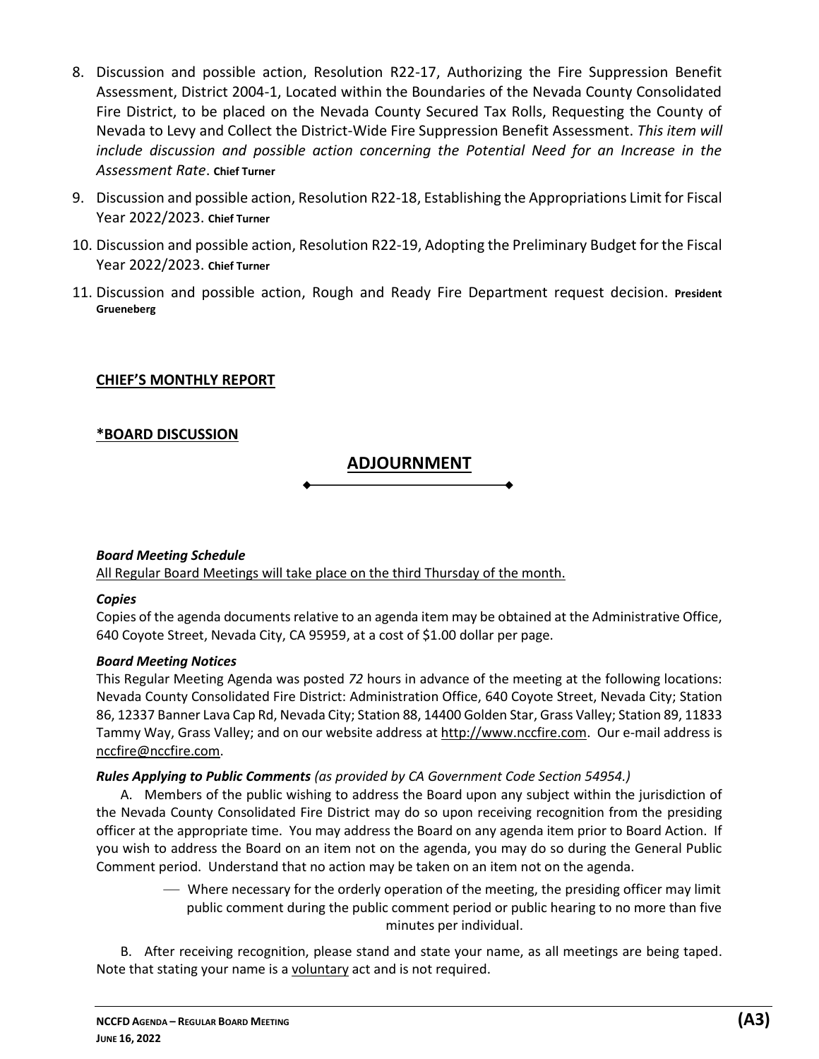8. Discussion and possible action, Resolution R22-17, Authorizing the Fire Suppression Benefit Assessment, District 2004-1, Located within the Boundaries of the Nevada County Consolidated Fire District, to be placed on the Nevada County Secured Tax Rolls, Requesting the County of Nevada to Levy and Collect the District-Wide Fire Suppression Benefit Assessment. *This item will include discussion and possible action concerning the Potential Need for an Increase in the Assessment Rate*. **Chief Turner**

9. Discussion and possible action, Resolution R22-18, Establishing the Appropriations Limit for Fiscal Year 2022/2023. **Chief Turner**

10. Discussion and possible action, Resolution R22-19, Adopting the Preliminary Budget for the Fiscal Year 2022/2023. **Chief Turner**

11. Discussion and possible action, Rough and Ready Fire Department request decision. **President Grueneberg**

**CHIEF'S MONTHLY REPORT**

***BOARD DISCUSSION**

## ADJOURNMENT

***Board Meeting Schedule***

All Regular Board Meetings will take place on the third Thursday of the month.

***Copies***

Copies of the agenda documents relative to an agenda item may be obtained at the Administrative Office, 640 Coyote Street, Nevada City, CA 95959, at a cost of $1.00 dollar per page.

***Board Meeting Notices***

This Regular Meeting Agenda was posted *72* hours in advance of the meeting at the following locations: Nevada County Consolidated Fire District: Administration Office, 640 Coyote Street, Nevada City; Station 86, 12337 Banner Lava Cap Rd, Nevada City; Station 88, 14400 Golden Star, Grass Valley; Station 89, 11833 Tammy Way, Grass Valley; and on our website address at http://www.nccfire.com. Our e-mail address is nccfire@nccfire.com.

***Rules Applying to Public Comments*** *(as provided by CA Government Code Section 54954.)*

A. Members of the public wishing to address the Board upon any subject within the jurisdiction of the Nevada County Consolidated Fire District may do so upon receiving recognition from the presiding officer at the appropriate time. You may address the Board on any agenda item prior to Board Action. If you wish to address the Board on an item not on the agenda, you may do so during the General Public Comment period. Understand that no action may be taken on an item not on the agenda.

- Where necessary for the orderly operation of the meeting, the presiding officer may limit public comment during the public comment period or public hearing to no more than five minutes per individual.

B. After receiving recognition, please stand and state your name, as all meetings are being taped. Note that stating your name is a voluntary act and is not required.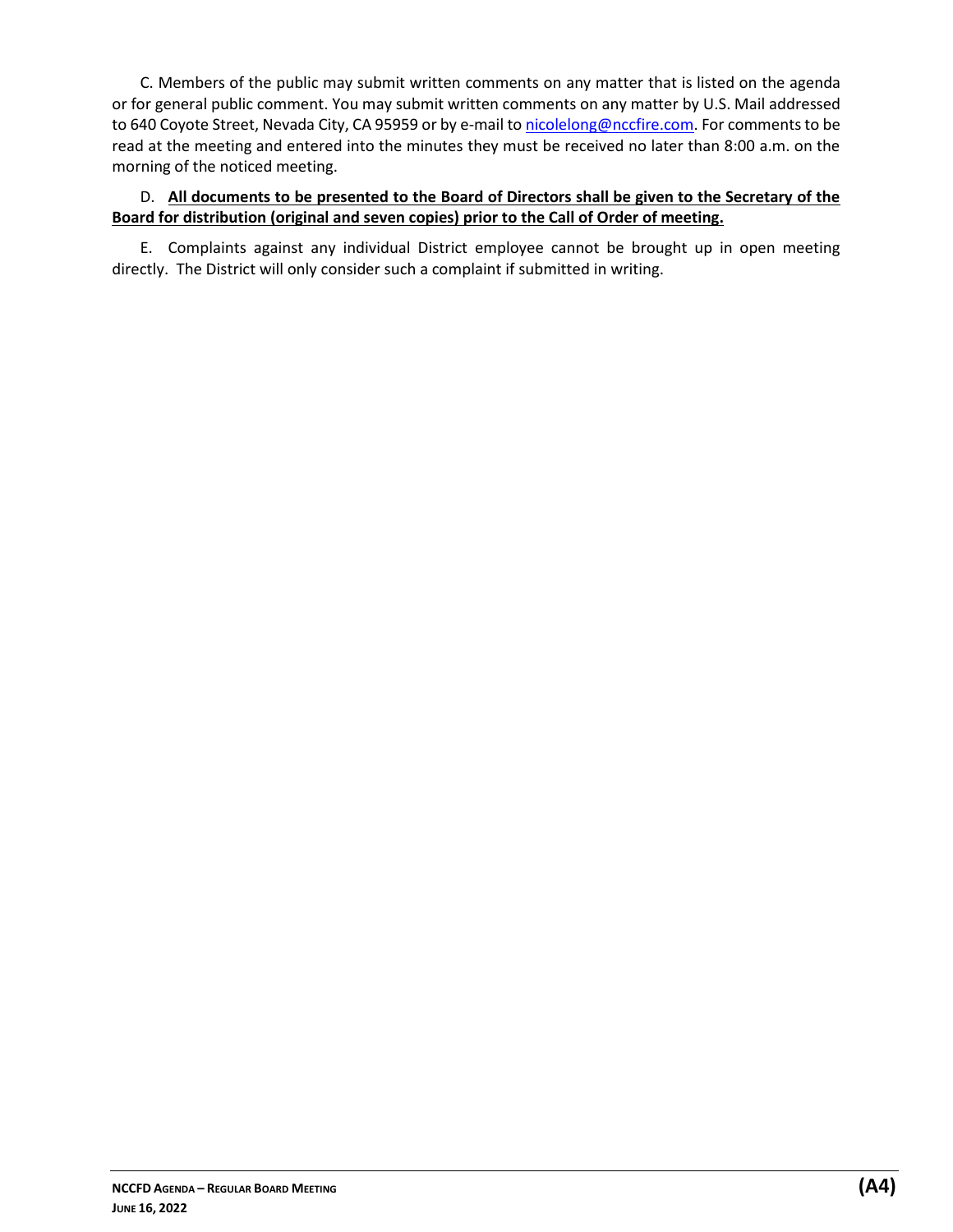C. Members of the public may submit written comments on any matter that is listed on the agenda or for general public comment. You may submit written comments on any matter by U.S. Mail addressed to 640 Coyote Street, Nevada City, CA 95959 or by e-mail to nicolelong@nccfire.com. For comments to be read at the meeting and entered into the minutes they must be received no later than 8:00 a.m. on the morning of the noticed meeting.

D. **All documents to be presented to the Board of Directors shall be given to the Secretary of the Board for distribution (original and seven copies) prior to the Call of Order of meeting.**

E. Complaints against any individual District employee cannot be brought up in open meeting directly. The District will only consider such a complaint if submitted in writing.